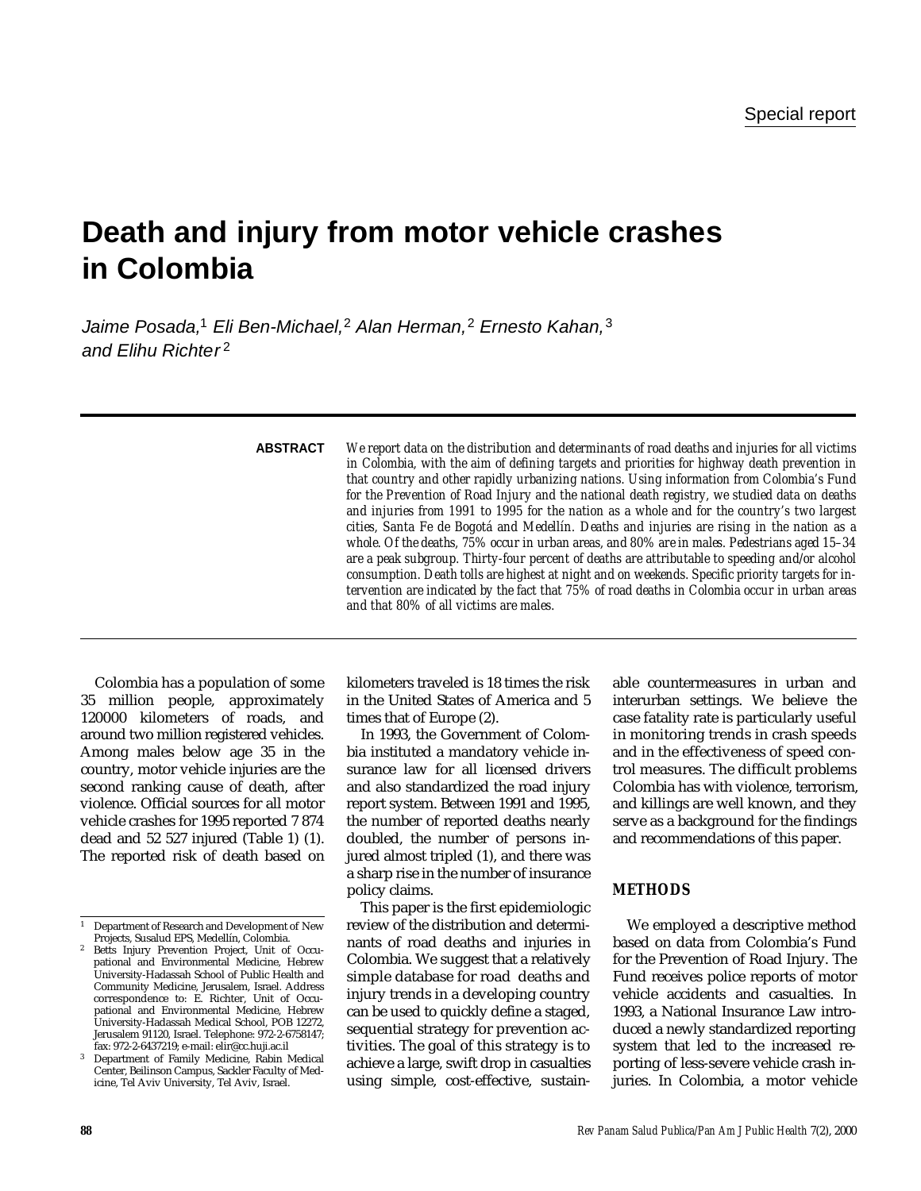Special report

# Death and injury from motor vehicle crashes in Colombia

Jaime Posada,[1] Eli Ben-Michael,[2] Alan Herman,[2] Ernesto Kahan,[3] and Elihu Richter[2]

**ABSTRACT** *We report data on the distribution and determinants of road deaths and injuries for all victims in Colombia, with the aim of defining targets and priorities for highway death prevention in that country and other rapidly urbanizing nations. Using information from Colombia's Fund for the Prevention of Road Injury and the national death registry, we studied data on deaths and injuries from 1991 to 1995 for the nation as a whole and for the country's two largest cities, Santa Fe de Bogotá and Medellín. Deaths and injuries are rising in the nation as a whole. Of the deaths, 75% occur in urban areas, and 80% are in males. Pedestrians aged 15–34 are a peak subgroup. Thirty-four percent of deaths are attributable to speeding and/or alcohol consumption. Death tolls are highest at night and on weekends. Specific priority targets for intervention are indicated by the fact that 75% of road deaths in Colombia occur in urban areas and that 80% of all victims are males.*

Colombia has a population of some 35 million people, approximately 120000 kilometers of roads, and around two million registered vehicles. Among males below age 35 in the country, motor vehicle injuries are the second ranking cause of death, after violence. Official sources for all motor vehicle crashes for 1995 reported 7 874 dead and 52 527 injured (Table 1) (1). The reported risk of death based on kilometers traveled is 18 times the risk in the United States of America and 5 times that of Europe (2).

In 1993, the Government of Colombia instituted a mandatory vehicle insurance law for all licensed drivers and also standardized the road injury report system. Between 1991 and 1995, the number of reported deaths nearly doubled, the number of persons injured almost tripled (1), and there was a sharp rise in the number of insurance policy claims.

This paper is the first epidemiologic review of the distribution and determinants of road deaths and injuries in Colombia. We suggest that a relatively simple database for road deaths and injury trends in a developing country can be used to quickly define a staged, sequential strategy for prevention activities. The goal of this strategy is to achieve a large, swift drop in casualties using simple, cost-effective, sustainable countermeasures in urban and interurban settings. We believe the case fatality rate is particularly useful in monitoring trends in crash speeds and in the effectiveness of speed control measures. The difficult problems Colombia has with violence, terrorism, and killings are well known, and they serve as a background for the findings and recommendations of this paper.

## METHODS

We employed a descriptive method based on data from Colombia's Fund for the Prevention of Road Injury. The Fund receives police reports of motor vehicle accidents and casualties. In 1993, a National Insurance Law introduced a newly standardized reporting system that led to the increased reporting of less-severe vehicle crash injuries. In Colombia, a motor vehicle

---

[1] Department of Research and Development of New Projects, Susalud EPS, Medellín, Colombia.

[2] Betts Injury Prevention Project, Unit of Occupational and Environmental Medicine, Hebrew University-Hadassah School of Public Health and Community Medicine, Jerusalem, Israel. Address correspondence to: E. Richter, Unit of Occupational and Environmental Medicine, Hebrew University-Hadassah Medical School, POB 12272, Jerusalem 91120, Israel. Telephone: 972-2-6758147; fax: 972-2-6437219; e-mail: elir@cc.huji.ac.il

[3] Department of Family Medicine, Rabin Medical Center, Beilinson Campus, Sackler Faculty of Medicine, Tel Aviv University, Tel Aviv, Israel.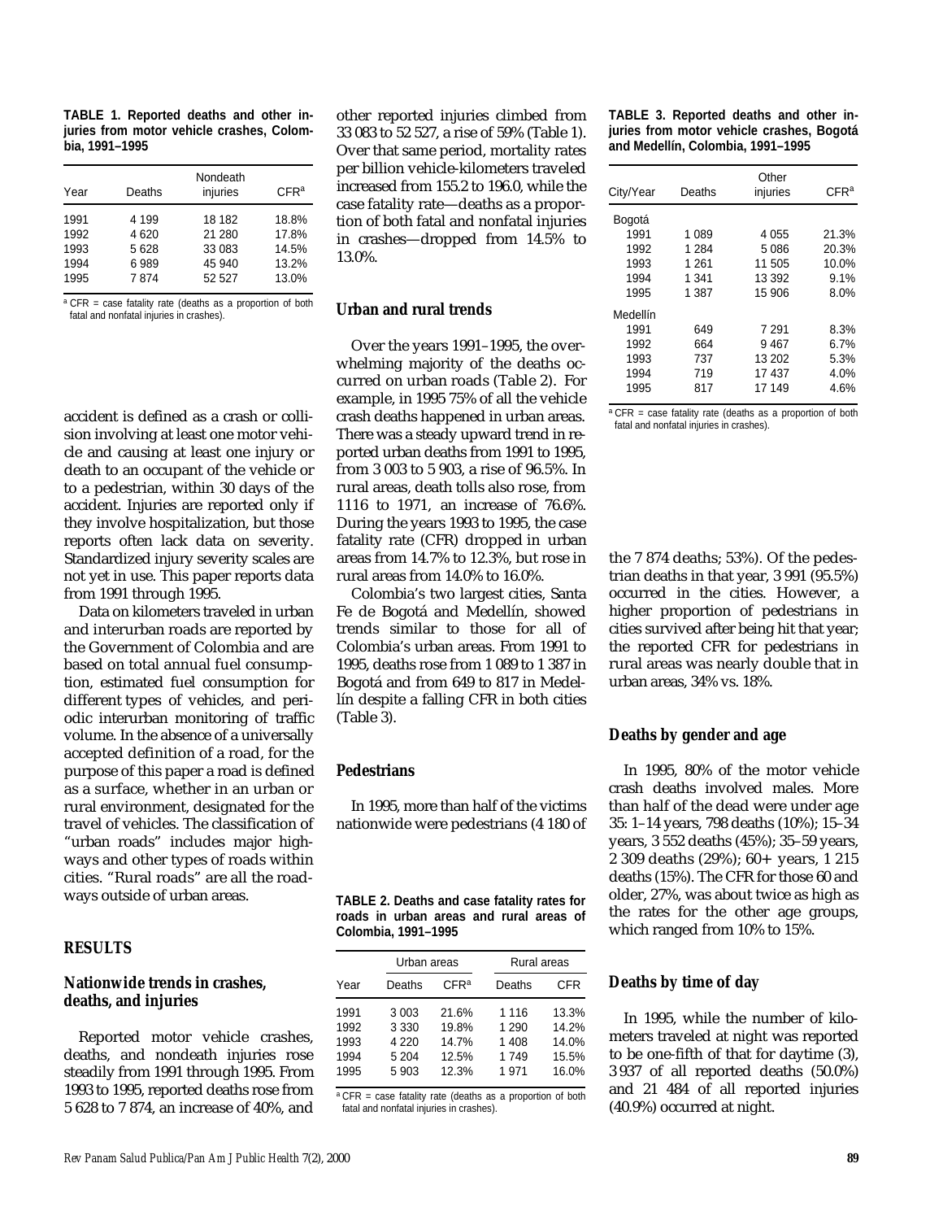**TABLE 1. Reported deaths and other injuries from motor vehicle crashes, Colombia, 1991–1995**

| Year | Deaths | Nondeath injuries | CFR[a] |
|---|---|---|---|
| 1991 | 4 199 | 18 182 | 18.8% |
| 1992 | 4 620 | 21 280 | 17.8% |
| 1993 | 5 628 | 33 083 | 14.5% |
| 1994 | 6 989 | 45 940 | 13.2% |
| 1995 | 7 874 | 52 527 | 13.0% |

[a] CFR = case fatality rate (deaths as a proportion of both fatal and nonfatal injuries in crashes).

accident is defined as a crash or collision involving at least one motor vehicle and causing at least one injury or death to an occupant of the vehicle or to a pedestrian, within 30 days of the accident. Injuries are reported only if they involve hospitalization, but those reports often lack data on severity. Standardized injury severity scales are not yet in use. This paper reports data from 1991 through 1995.

Data on kilometers traveled in urban and interurban roads are reported by the Government of Colombia and are based on total annual fuel consumption, estimated fuel consumption for different types of vehicles, and periodic interurban monitoring of traffic volume. In the absence of a universally accepted definition of a road, for the purpose of this paper a road is defined as a surface, whether in an urban or rural environment, designated for the travel of vehicles. The classification of "urban roads" includes major highways and other types of roads within cities. "Rural roads" are all the roadways outside of urban areas.

## RESULTS

### Nationwide trends in crashes, deaths, and injuries

Reported motor vehicle crashes, deaths, and nondeath injuries rose steadily from 1991 through 1995. From 1993 to 1995, reported deaths rose from 5 628 to 7 874, an increase of 40%, and other reported injuries climbed from 33 083 to 52 527, a rise of 59% (Table 1). Over that same period, mortality rates per billion vehicle-kilometers traveled increased from 155.2 to 196.0, while the case fatality rate—deaths as a proportion of both fatal and nonfatal injuries in crashes—dropped from 14.5% to 13.0%.

### Urban and rural trends

Over the years 1991–1995, the overwhelming majority of the deaths occurred on urban roads (Table 2). For example, in 1995 75% of all the vehicle crash deaths happened in urban areas. There was a steady upward trend in reported urban deaths from 1991 to 1995, from 3 003 to 5 903, a rise of 96.5%. In rural areas, death tolls also rose, from 1116 to 1971, an increase of 76.6%. During the years 1993 to 1995, the case fatality rate (CFR) dropped in urban areas from 14.7% to 12.3%, but rose in rural areas from 14.0% to 16.0%.

Colombia's two largest cities, Santa Fe de Bogotá and Medellín, showed trends similar to those for all of Colombia's urban areas. From 1991 to 1995, deaths rose from 1 089 to 1 387 in Bogotá and from 649 to 817 in Medellín despite a falling CFR in both cities (Table 3).

### Pedestrians

In 1995, more than half of the victims nationwide were pedestrians (4 180 of the 7 874 deaths; 53%). Of the pedestrian deaths in that year, 3 991 (95.5%) occurred in the cities. However, a higher proportion of pedestrians in cities survived after being hit that year; the reported CFR for pedestrians in rural areas was nearly double that in urban areas, 34% vs. 18%.

**TABLE 2. Deaths and case fatality rates for roads in urban areas and rural areas of Colombia, 1991–1995**

| Year | Urban areas | | Rural areas | |
|---|---|---|---|---|
| | Deaths | CFR[a] | Deaths | CFR |
| 1991 | 3 003 | 21.6% | 1 116 | 13.3% |
| 1992 | 3 330 | 19.8% | 1 290 | 14.2% |
| 1993 | 4 220 | 14.7% | 1 408 | 14.0% |
| 1994 | 5 204 | 12.5% | 1 749 | 15.5% |
| 1995 | 5 903 | 12.3% | 1 971 | 16.0% |

[a] CFR = case fatality rate (deaths as a proportion of both fatal and nonfatal injuries in crashes).

**TABLE 3. Reported deaths and other injuries from motor vehicle crashes, Bogotá and Medellín, Colombia, 1991–1995**

| City/Year | Deaths | Other injuries | CFR[a] |
|---|---|---|---|
| Bogotá | | | |
| 1991 | 1 089 | 4 055 | 21.3% |
| 1992 | 1 284 | 5 086 | 20.3% |
| 1993 | 1 261 | 11 505 | 10.0% |
| 1994 | 1 341 | 13 392 | 9.1% |
| 1995 | 1 387 | 15 906 | 8.0% |
| Medellín | | | |
| 1991 | 649 | 7 291 | 8.3% |
| 1992 | 664 | 9 467 | 6.7% |
| 1993 | 737 | 13 202 | 5.3% |
| 1994 | 719 | 17 437 | 4.0% |
| 1995 | 817 | 17 149 | 4.6% |

[a] CFR = case fatality rate (deaths as a proportion of both fatal and nonfatal injuries in crashes).

### Deaths by gender and age

In 1995, 80% of the motor vehicle crash deaths involved males. More than half of the dead were under age 35: 1–14 years, 798 deaths (10%); 15–34 years, 3 552 deaths (45%); 35–59 years, 2 309 deaths (29%); 60+ years, 1 215 deaths (15%). The CFR for those 60 and older, 27%, was about twice as high as the rates for the other age groups, which ranged from 10% to 15%.

### Deaths by time of day

In 1995, while the number of kilometers traveled at night was reported to be one-fifth of that for daytime (3), 3 937 of all reported deaths (50.0%) and 21 484 of all reported injuries (40.9%) occurred at night.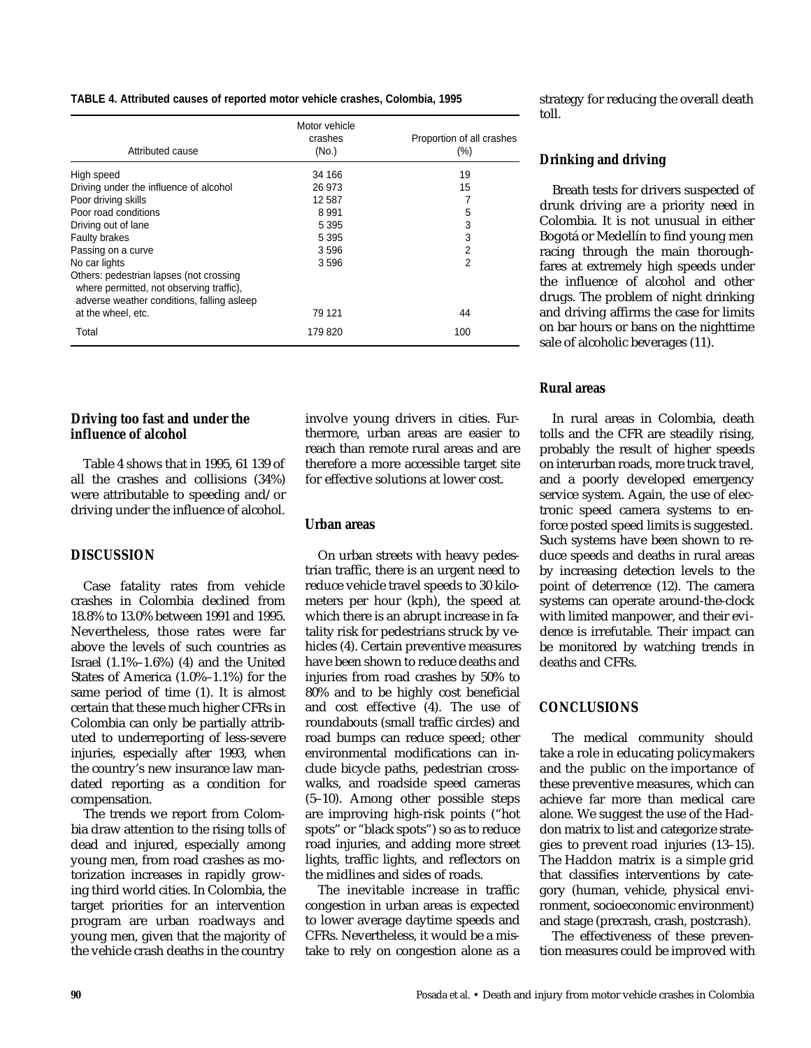**TABLE 4. Attributed causes of reported motor vehicle crashes, Colombia, 1995**

| Attributed cause | Motor vehicle crashes (No.) | Proportion of all crashes (%) |
|---|---|---|
| High speed | 34 166 | 19 |
| Driving under the influence of alcohol | 26 973 | 15 |
| Poor driving skills | 12 587 | 7 |
| Poor road conditions | 8 991 | 5 |
| Driving out of lane | 5 395 | 3 |
| Faulty brakes | 5 395 | 3 |
| Passing on a curve | 3 596 | 2 |
| No car lights | 3 596 | 2 |
| Others: pedestrian lapses (not crossing where permitted, not observing traffic), adverse weather conditions, falling asleep at the wheel, etc. | 79 121 | 44 |
| Total | 179 820 | 100 |

### Driving too fast and under the influence of alcohol

Table 4 shows that in 1995, 61 139 of all the crashes and collisions (34%) were attributable to speeding and/or driving under the influence of alcohol.

## DISCUSSION

Case fatality rates from vehicle crashes in Colombia declined from 18.8% to 13.0% between 1991 and 1995. Nevertheless, those rates were far above the levels of such countries as Israel (1.1%–1.6%) (4) and the United States of America (1.0%–1.1%) for the same period of time (1). It is almost certain that these much higher CFRs in Colombia can only be partially attributed to underreporting of less-severe injuries, especially after 1993, when the country's new insurance law mandated reporting as a condition for compensation.

The trends we report from Colombia draw attention to the rising tolls of dead and injured, especially among young men, from road crashes as motorization increases in rapidly growing third world cities. In Colombia, the target priorities for an intervention program are urban roadways and young men, given that the majority of the vehicle crash deaths in the country involve young drivers in cities. Furthermore, urban areas are easier to reach than remote rural areas and are therefore a more accessible target site for effective solutions at lower cost.

### Urban areas

On urban streets with heavy pedestrian traffic, there is an urgent need to reduce vehicle travel speeds to 30 kilometers per hour (kph), the speed at which there is an abrupt increase in fatality risk for pedestrians struck by vehicles (4). Certain preventive measures have been shown to reduce deaths and injuries from road crashes by 50% to 80% and to be highly cost beneficial and cost effective (4). The use of roundabouts (small traffic circles) and road bumps can reduce speed; other environmental modifications can include bicycle paths, pedestrian crosswalks, and roadside speed cameras (5–10). Among other possible steps are improving high-risk points ("hot spots" or "black spots") so as to reduce road injuries, and adding more street lights, traffic lights, and reflectors on the midlines and sides of roads.

The inevitable increase in traffic congestion in urban areas is expected to lower average daytime speeds and CFRs. Nevertheless, it would be a mistake to rely on congestion alone as a strategy for reducing the overall death toll.

### Drinking and driving

Breath tests for drivers suspected of drunk driving are a priority need in Colombia. It is not unusual in either Bogotá or Medellín to find young men racing through the main thoroughfares at extremely high speeds under the influence of alcohol and other drugs. The problem of night drinking and driving affirms the case for limits on bar hours or bans on the nighttime sale of alcoholic beverages (11).

### Rural areas

In rural areas in Colombia, death tolls and the CFR are steadily rising, probably the result of higher speeds on interurban roads, more truck travel, and a poorly developed emergency service system. Again, the use of electronic speed camera systems to enforce posted speed limits is suggested. Such systems have been shown to reduce speeds and deaths in rural areas by increasing detection levels to the point of deterrence (12). The camera systems can operate around-the-clock with limited manpower, and their evidence is irrefutable. Their impact can be monitored by watching trends in deaths and CFRs.

## CONCLUSIONS

The medical community should take a role in educating policymakers and the public on the importance of these preventive measures, which can achieve far more than medical care alone. We suggest the use of the Haddon matrix to list and categorize strategies to prevent road injuries (13–15). The Haddon matrix is a simple grid that classifies interventions by category (human, vehicle, physical environment, socioeconomic environment) and stage (precrash, crash, postcrash).

The effectiveness of these prevention measures could be improved with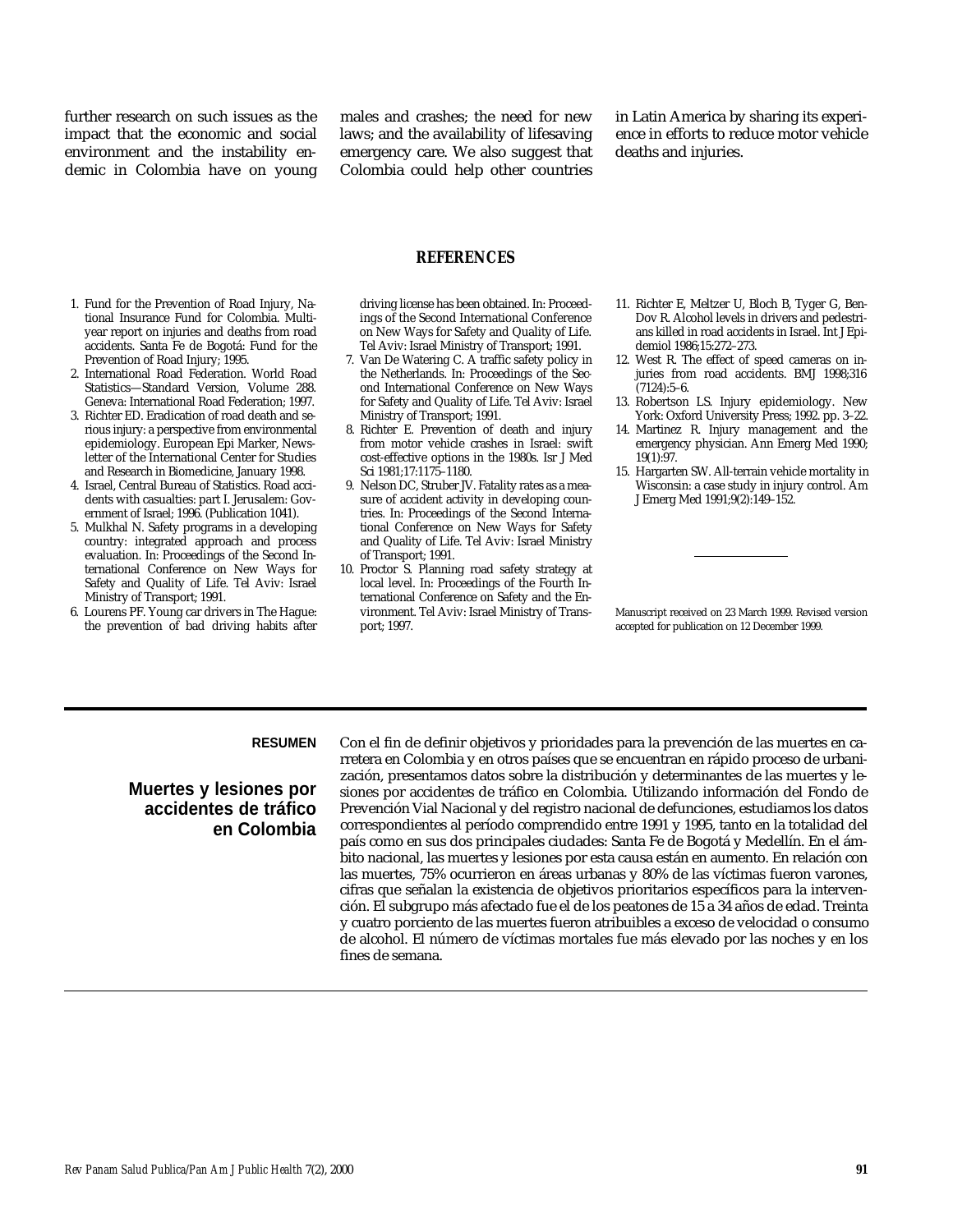further research on such issues as the impact that the economic and social environment and the instability endemic in Colombia have on young males and crashes; the need for new laws; and the availability of lifesaving emergency care. We also suggest that Colombia could help other countries in Latin America by sharing its experience in efforts to reduce motor vehicle deaths and injuries.

## REFERENCES

1. Fund for the Prevention of Road Injury, National Insurance Fund for Colombia. Multiyear report on injuries and deaths from road accidents. Santa Fe de Bogotá: Fund for the Prevention of Road Injury; 1995.
2. International Road Federation. World Road Statistics—Standard Version, Volume 288. Geneva: International Road Federation; 1997.
3. Richter ED. Eradication of road death and serious injury: a perspective from environmental epidemiology. European Epi Marker, Newsletter of the International Center for Studies and Research in Biomedicine, January 1998.
4. Israel, Central Bureau of Statistics. Road accidents with casualties: part I. Jerusalem: Government of Israel; 1996. (Publication 1041).
5. Mulkhal N. Safety programs in a developing country: integrated approach and process evaluation. In: Proceedings of the Second International Conference on New Ways for Safety and Quality of Life. Tel Aviv: Israel Ministry of Transport; 1991.
6. Lourens PF. Young car drivers in The Hague: the prevention of bad driving habits after driving license has been obtained. In: Proceedings of the Second International Conference on New Ways for Safety and Quality of Life. Tel Aviv: Israel Ministry of Transport; 1991.
7. Van De Watering C. A traffic safety policy in the Netherlands. In: Proceedings of the Second International Conference on New Ways for Safety and Quality of Life. Tel Aviv: Israel Ministry of Transport; 1991.
8. Richter E. Prevention of death and injury from motor vehicle crashes in Israel: swift cost-effective options in the 1980s. Isr J Med Sci 1981;17:1175–1180.
9. Nelson DC, Struber JV. Fatality rates as a measure of accident activity in developing countries. In: Proceedings of the Second International Conference on New Ways for Safety and Quality of Life. Tel Aviv: Israel Ministry of Transport; 1991.
10. Proctor S. Planning road safety strategy at local level. In: Proceedings of the Fourth International Conference on Safety and the Environment. Tel Aviv: Israel Ministry of Transport; 1997.
11. Richter E, Meltzer U, Bloch B, Tyger G, Ben-Dov R. Alcohol levels in drivers and pedestrians killed in road accidents in Israel. Int J Epidemiol 1986;15:272–273.
12. West R. The effect of speed cameras on injuries from road accidents. BMJ 1998;316 (7124):5–6.
13. Robertson LS. Injury epidemiology. New York: Oxford University Press; 1992. pp. 3–22.
14. Martinez R. Injury management and the emergency physician. Ann Emerg Med 1990; 19(1):97.
15. Hargarten SW. All-terrain vehicle mortality in Wisconsin: a case study in injury control. Am J Emerg Med 1991;9(2):149–152.

Manuscript received on 23 March 1999. Revised version accepted for publication on 12 December 1999.

---

**RESUMEN**

## Muertes y lesiones por accidentes de tráfico en Colombia

Con el fin de definir objetivos y prioridades para la prevención de las muertes en carretera en Colombia y en otros países que se encuentran en rápido proceso de urbanización, presentamos datos sobre la distribución y determinantes de las muertes y lesiones por accidentes de tráfico en Colombia. Utilizando información del Fondo de Prevención Vial Nacional y del registro nacional de defunciones, estudiamos los datos correspondientes al período comprendido entre 1991 y 1995, tanto en la totalidad del país como en sus dos principales ciudades: Santa Fe de Bogotá y Medellín. En el ámbito nacional, las muertes y lesiones por esta causa están en aumento. En relación con las muertes, 75% ocurrieron en áreas urbanas y 80% de las víctimas fueron varones, cifras que señalan la existencia de objetivos prioritarios específicos para la intervención. El subgrupo más afectado fue el de los peatones de 15 a 34 años de edad. Treinta y cuatro porciento de las muertes fueron atribuibles a exceso de velocidad o consumo de alcohol. El número de víctimas mortales fue más elevado por las noches y en los fines de semana.